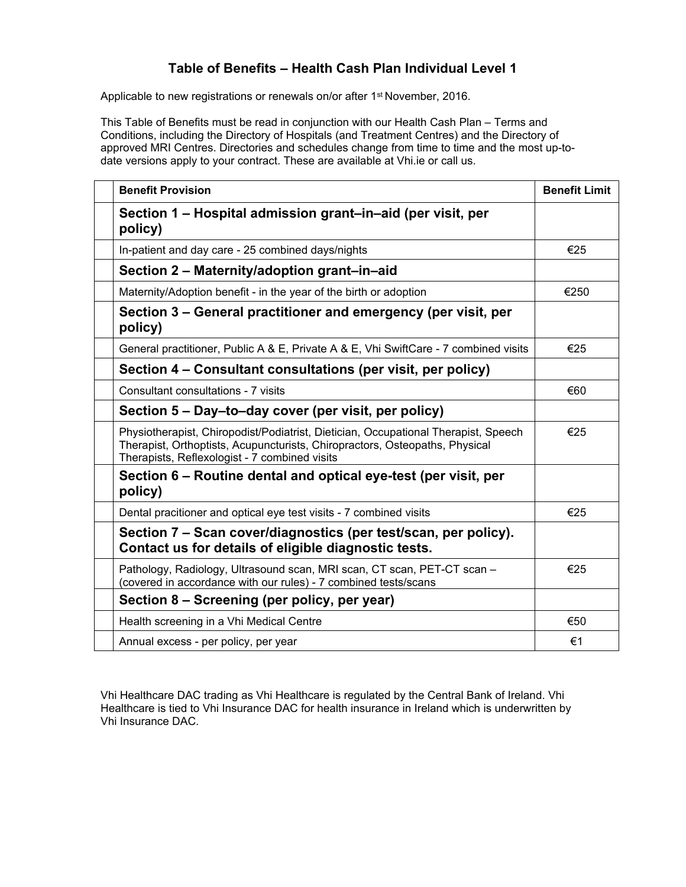# Table of Benefits – Health Cash Plan Individual Level 1

Applicable to new registrations or renewals on/or after 1st November, 2016.

This Table of Benefits must be read in conjunction with our Health Cash Plan – Terms and Conditions, including the Directory of Hospitals (and Treatment Centres) and the Directory of approved MRI Centres. Directories and schedules change from time to time and the most up-to-date versions apply to your contract. These are available at Vhi.ie or call us.

| | Benefit Provision | Benefit Limit |
|---|---|---|
| | **Section 1 – Hospital admission grant–in–aid (per visit, per policy)** | |
| | In-patient and day care - 25 combined days/nights | €25 |
| | **Section 2 – Maternity/adoption grant–in–aid** | |
| | Maternity/Adoption benefit - in the year of the birth or adoption | €250 |
| | **Section 3 – General practitioner and emergency (per visit, per policy)** | |
| | General practitioner, Public A & E, Private A & E, Vhi SwiftCare - 7 combined visits | €25 |
| | **Section 4 – Consultant consultations (per visit, per policy)** | |
| | Consultant consultations - 7 visits | €60 |
| | **Section 5 – Day–to–day cover (per visit, per policy)** | |
| | Physiotherapist, Chiropodist/Podiatrist, Dietician, Occupational Therapist, Speech Therapist, Orthoptists, Acupuncturists, Chiropractors, Osteopaths, Physical Therapists, Reflexologist - 7 combined visits | €25 |
| | **Section 6 – Routine dental and optical eye-test (per visit, per policy)** | |
| | Dental pracitioner and optical eye test visits - 7 combined visits | €25 |
| | **Section 7 – Scan cover/diagnostics (per test/scan, per policy). Contact us for details of eligible diagnostic tests.** | |
| | Pathology, Radiology, Ultrasound scan, MRI scan, CT scan, PET-CT scan – (covered in accordance with our rules) - 7 combined tests/scans | €25 |
| | **Section 8 – Screening (per policy, per year)** | |
| | Health screening in a Vhi Medical Centre | €50 |
| | Annual excess - per policy, per year | €1 |

Vhi Healthcare DAC trading as Vhi Healthcare is regulated by the Central Bank of Ireland. Vhi Healthcare is tied to Vhi Insurance DAC for health insurance in Ireland which is underwritten by Vhi Insurance DAC.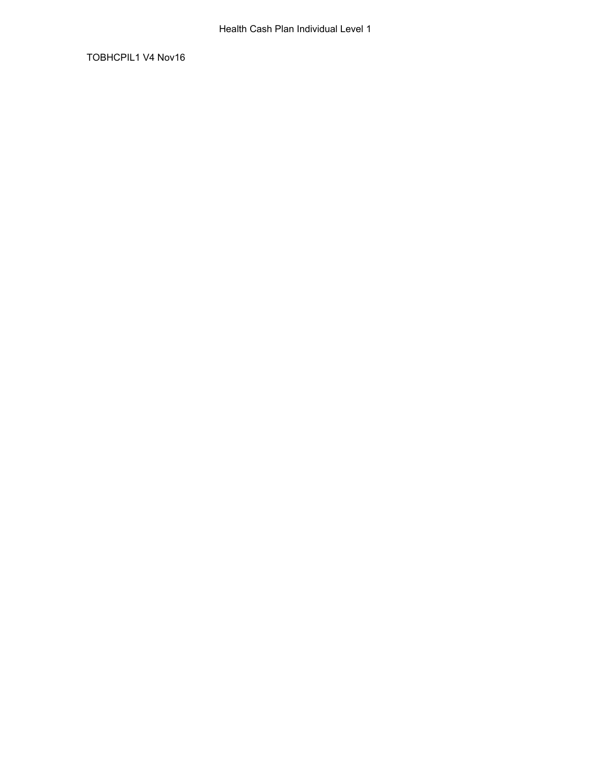TOBHCPIL1 V4 Nov16